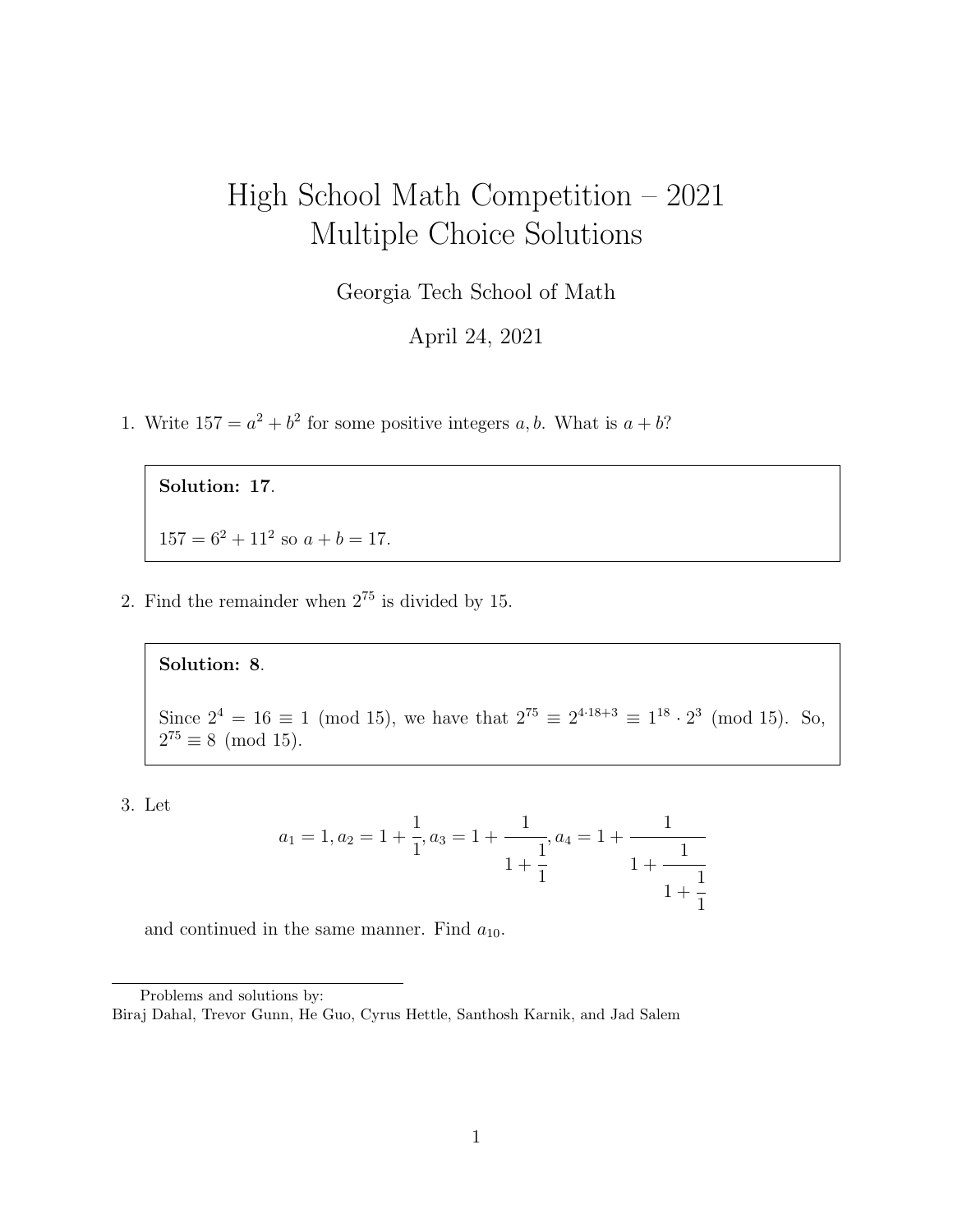# High School Math Competition – 2021 Multiple Choice Solutions

Georgia Tech School of Math

April 24, 2021

1. Write $157 = a^2 + b^2$ for some positive integers $a, b$. What is $a + b$?

> **Solution: 17**.
>
> $157 = 6^2 + 11^2$ so $a + b = 17$.

2. Find the remainder when $2^{75}$ is divided by 15.

> **Solution: 8**.
>
> Since $2^4 = 16 \equiv 1 \pmod{15}$, we have that $2^{75} \equiv 2^{4\cdot 18+3} \equiv 1^{18} \cdot 2^3 \pmod{15}$. So, $2^{75} \equiv 8 \pmod{15}$.

3. Let

$$a_1 = 1, a_2 = 1 + \frac{1}{1}, a_3 = 1 + \cfrac{1}{1 + \cfrac{1}{1}}, a_4 = 1 + \cfrac{1}{1 + \cfrac{1}{1 + \cfrac{1}{1}}}$$

and continued in the same manner. Find $a_{10}$.

Problems and solutions by:
Biraj Dahal, Trevor Gunn, He Guo, Cyrus Hettle, Santhosh Karnik, and Jad Salem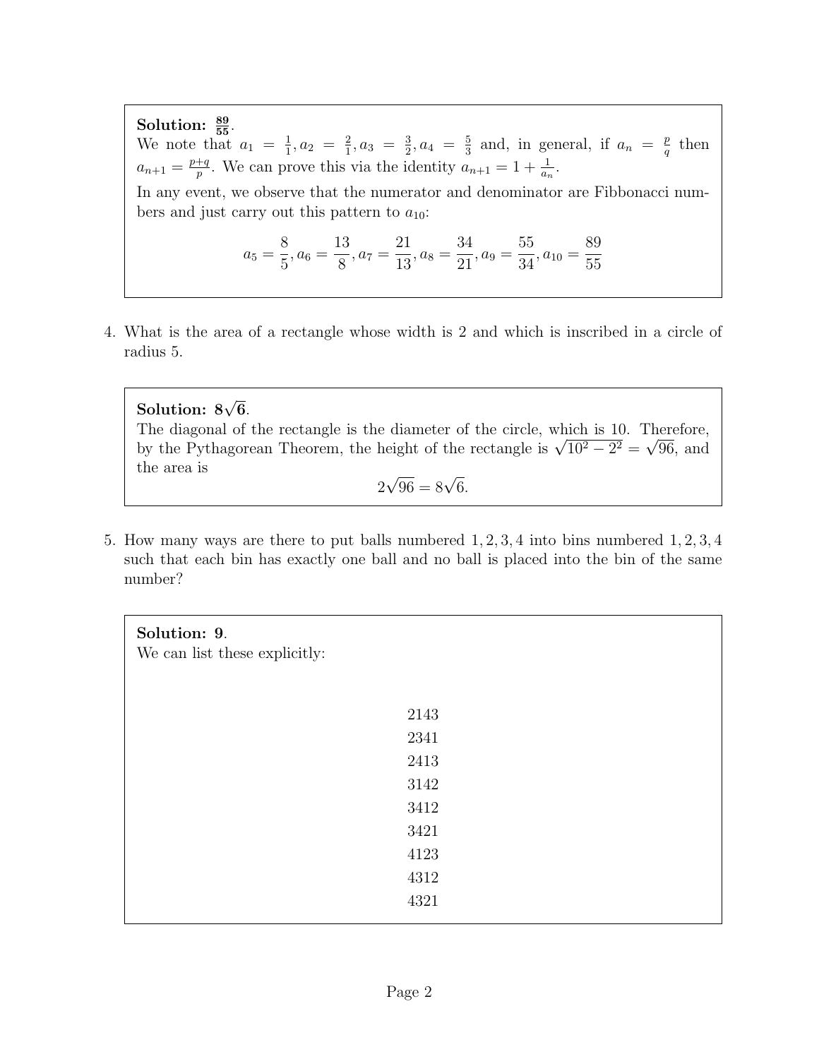**Solution:** $\mathbf{\frac{89}{55}}$.
We note that $a_1 = \frac{1}{1}, a_2 = \frac{2}{1}, a_3 = \frac{3}{2}, a_4 = \frac{5}{3}$ and, in general, if $a_n = \frac{p}{q}$ then $a_{n+1} = \frac{p+q}{p}$. We can prove this via the identity $a_{n+1} = 1 + \frac{1}{a_n}$.

In any event, we observe that the numerator and denominator are Fibbonacci numbers and just carry out this pattern to $a_{10}$:

$$a_5 = \frac{8}{5}, a_6 = \frac{13}{8}, a_7 = \frac{21}{13}, a_8 = \frac{34}{21}, a_9 = \frac{55}{34}, a_{10} = \frac{89}{55}$$

4. What is the area of a rectangle whose width is 2 and which is inscribed in a circle of radius 5.

**Solution:** $\mathbf{8\sqrt{6}}$.
The diagonal of the rectangle is the diameter of the circle, which is 10. Therefore, by the Pythagorean Theorem, the height of the rectangle is $\sqrt{10^2 - 2^2} = \sqrt{96}$, and the area is

$$2\sqrt{96} = 8\sqrt{6}.$$

5. How many ways are there to put balls numbered $1, 2, 3, 4$ into bins numbered $1, 2, 3, 4$ such that each bin has exactly one ball and no ball is placed into the bin of the same number?

**Solution:** **9**.
We can list these explicitly:

2143
2341
2413
3142
3412
3421
4123
4312
4321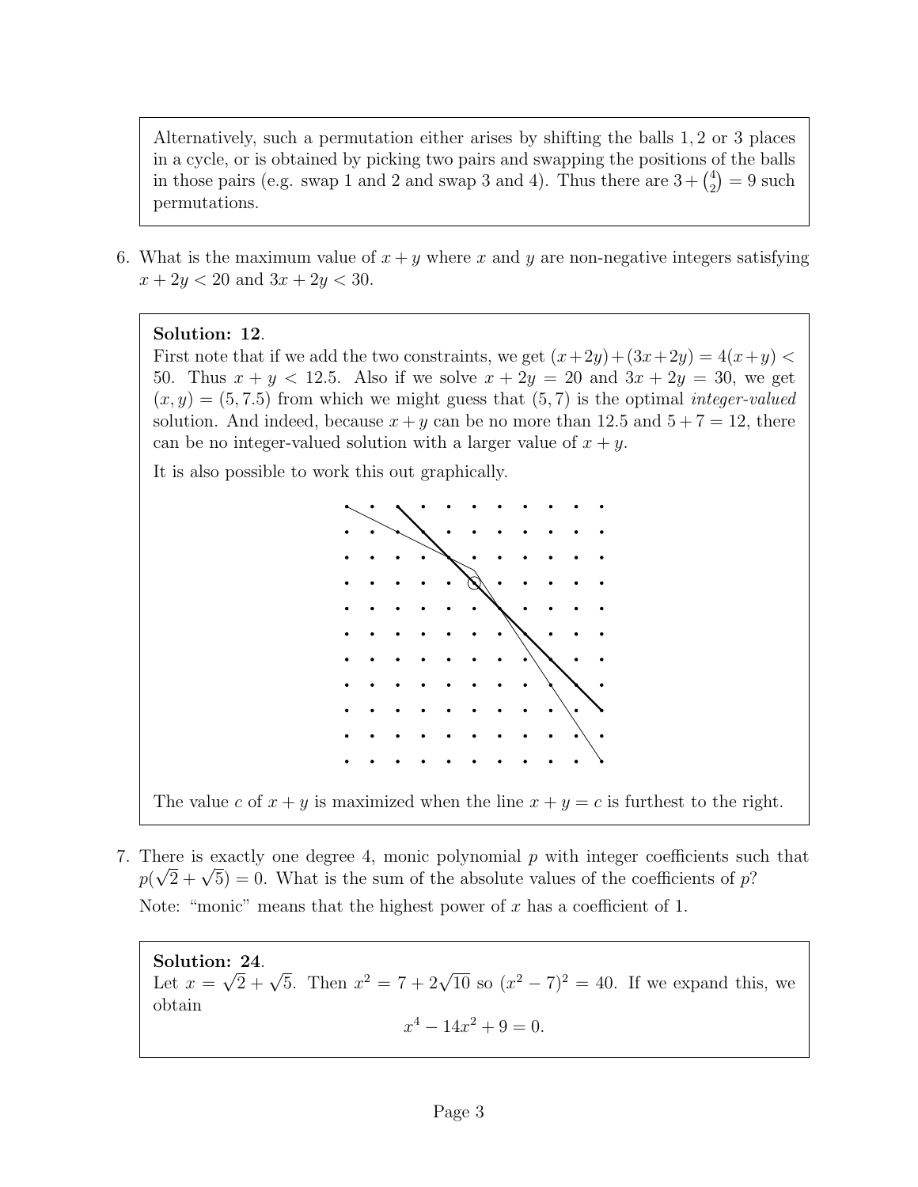Alternatively, such a permutation either arises by shifting the balls $1, 2$ or $3$ places in a cycle, or is obtained by picking two pairs and swapping the positions of the balls in those pairs (e.g. swap 1 and 2 and swap 3 and 4). Thus there are $3 + \binom{4}{2} = 9$ such permutations.

6. What is the maximum value of $x + y$ where $x$ and $y$ are non-negative integers satisfying $x + 2y < 20$ and $3x + 2y < 30$.

**Solution: 12**.
First note that if we add the two constraints, we get $(x+2y)+(3x+2y) = 4(x+y) < 50$. Thus $x + y < 12.5$. Also if we solve $x + 2y = 20$ and $3x + 2y = 30$, we get $(x, y) = (5, 7.5)$ from which we might guess that $(5, 7)$ is the optimal *integer-valued* solution. And indeed, because $x + y$ can be no more than $12.5$ and $5 + 7 = 12$, there can be no integer-valued solution with a larger value of $x + y$.

It is also possible to work this out graphically.

The value $c$ of $x + y$ is maximized when the line $x + y = c$ is furthest to the right.

7. There is exactly one degree 4, monic polynomial $p$ with integer coefficients such that $p(\sqrt{2} + \sqrt{5}) = 0$. What is the sum of the absolute values of the coefficients of $p$?

Note: "monic" means that the highest power of $x$ has a coefficient of 1.

**Solution: 24**.
Let $x = \sqrt{2} + \sqrt{5}$. Then $x^2 = 7 + 2\sqrt{10}$ so $(x^2 - 7)^2 = 40$. If we expand this, we obtain

$$x^4 - 14x^2 + 9 = 0.$$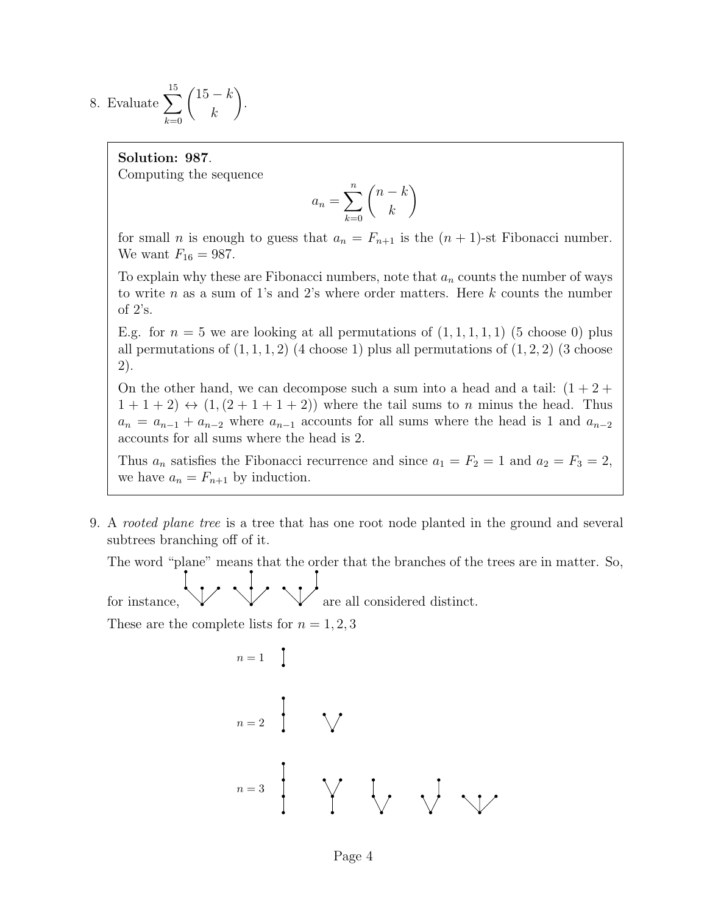8. Evaluate $\displaystyle\sum_{k=0}^{15} \binom{15-k}{k}$.

> **Solution: 987**.
> Computing the sequence
>
> $$a_n = \sum_{k=0}^{n} \binom{n-k}{k}$$
>
> for small $n$ is enough to guess that $a_n = F_{n+1}$ is the $(n+1)$-st Fibonacci number. We want $F_{16} = 987$.
>
> To explain why these are Fibonacci numbers, note that $a_n$ counts the number of ways to write $n$ as a sum of 1's and 2's where order matters. Here $k$ counts the number of 2's.
>
> E.g. for $n = 5$ we are looking at all permutations of $(1,1,1,1,1)$ (5 choose 0) plus all permutations of $(1,1,1,2)$ (4 choose 1) plus all permutations of $(1,2,2)$ (3 choose 2).
>
> On the other hand, we can decompose such a sum into a head and a tail: $(1+2+1+1+2) \leftrightarrow (1,(2+1+1+2))$ where the tail sums to $n$ minus the head. Thus $a_n = a_{n-1} + a_{n-2}$ where $a_{n-1}$ accounts for all sums where the head is 1 and $a_{n-2}$ accounts for all sums where the head is 2.
>
> Thus $a_n$ satisfies the Fibonacci recurrence and since $a_1 = F_2 = 1$ and $a_2 = F_3 = 2$, we have $a_n = F_{n+1}$ by induction.

9. A *rooted plane tree* is a tree that has one root node planted in the ground and several subtrees branching off of it.

   The word "plane" means that the order that the branches of the trees are in matter. So, for instance, [three trees] are all considered distinct.

   These are the complete lists for $n = 1, 2, 3$

   $n = 1$

   $n = 2$

   $n = 3$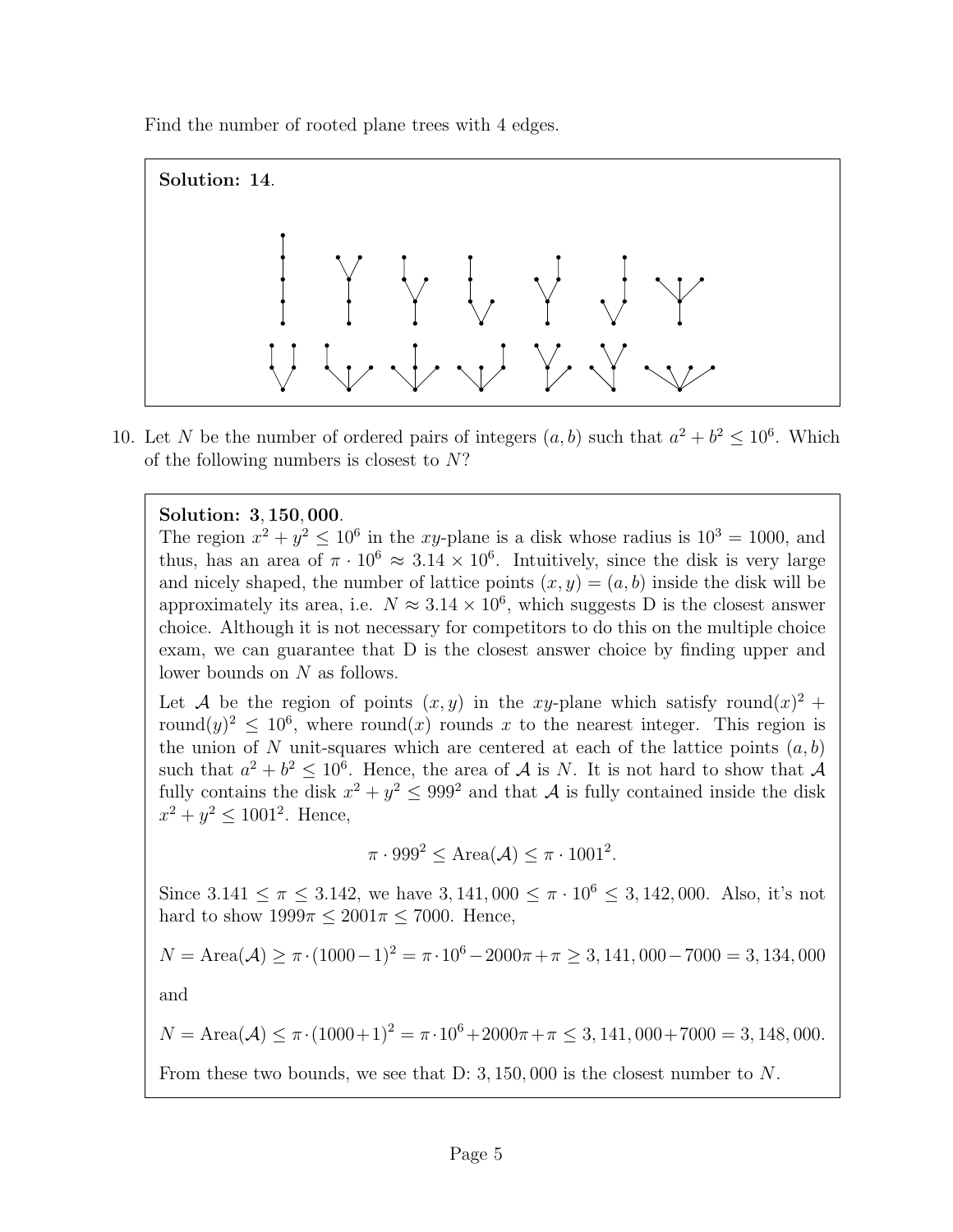Find the number of rooted plane trees with 4 edges.

**Solution: 14**.

10. Let $N$ be the number of ordered pairs of integers $(a, b)$ such that $a^2 + b^2 \leq 10^6$. Which of the following numbers is closest to $N$?

**Solution: 3,150,000**.

The region $x^2 + y^2 \leq 10^6$ in the $xy$-plane is a disk whose radius is $10^3 = 1000$, and thus, has an area of $\pi \cdot 10^6 \approx 3.14 \times 10^6$. Intuitively, since the disk is very large and nicely shaped, the number of lattice points $(x, y) = (a, b)$ inside the disk will be approximately its area, i.e. $N \approx 3.14 \times 10^6$, which suggests D is the closest answer choice. Although it is not necessary for competitors to do this on the multiple choice exam, we can guarantee that D is the closest answer choice by finding upper and lower bounds on $N$ as follows.

Let $\mathcal{A}$ be the region of points $(x, y)$ in the $xy$-plane which satisfy $\text{round}(x)^2 + \text{round}(y)^2 \leq 10^6$, where $\text{round}(x)$ rounds $x$ to the nearest integer. This region is the union of $N$ unit-squares which are centered at each of the lattice points $(a, b)$ such that $a^2 + b^2 \leq 10^6$. Hence, the area of $\mathcal{A}$ is $N$. It is not hard to show that $\mathcal{A}$ fully contains the disk $x^2 + y^2 \leq 999^2$ and that $\mathcal{A}$ is fully contained inside the disk $x^2 + y^2 \leq 1001^2$. Hence,

$$\pi \cdot 999^2 \leq \text{Area}(\mathcal{A}) \leq \pi \cdot 1001^2.$$

Since $3.141 \leq \pi \leq 3.142$, we have $3,141,000 \leq \pi \cdot 10^6 \leq 3,142,000$. Also, it's not hard to show $1999\pi \leq 2001\pi \leq 7000$. Hence,

$$N = \text{Area}(\mathcal{A}) \geq \pi \cdot (1000-1)^2 = \pi \cdot 10^6 - 2000\pi + \pi \geq 3,141,000 - 7000 = 3,134,000$$

and

$$N = \text{Area}(\mathcal{A}) \leq \pi \cdot (1000+1)^2 = \pi \cdot 10^6 + 2000\pi + \pi \leq 3,141,000 + 7000 = 3,148,000.$$

From these two bounds, we see that D: 3,150,000 is the closest number to $N$.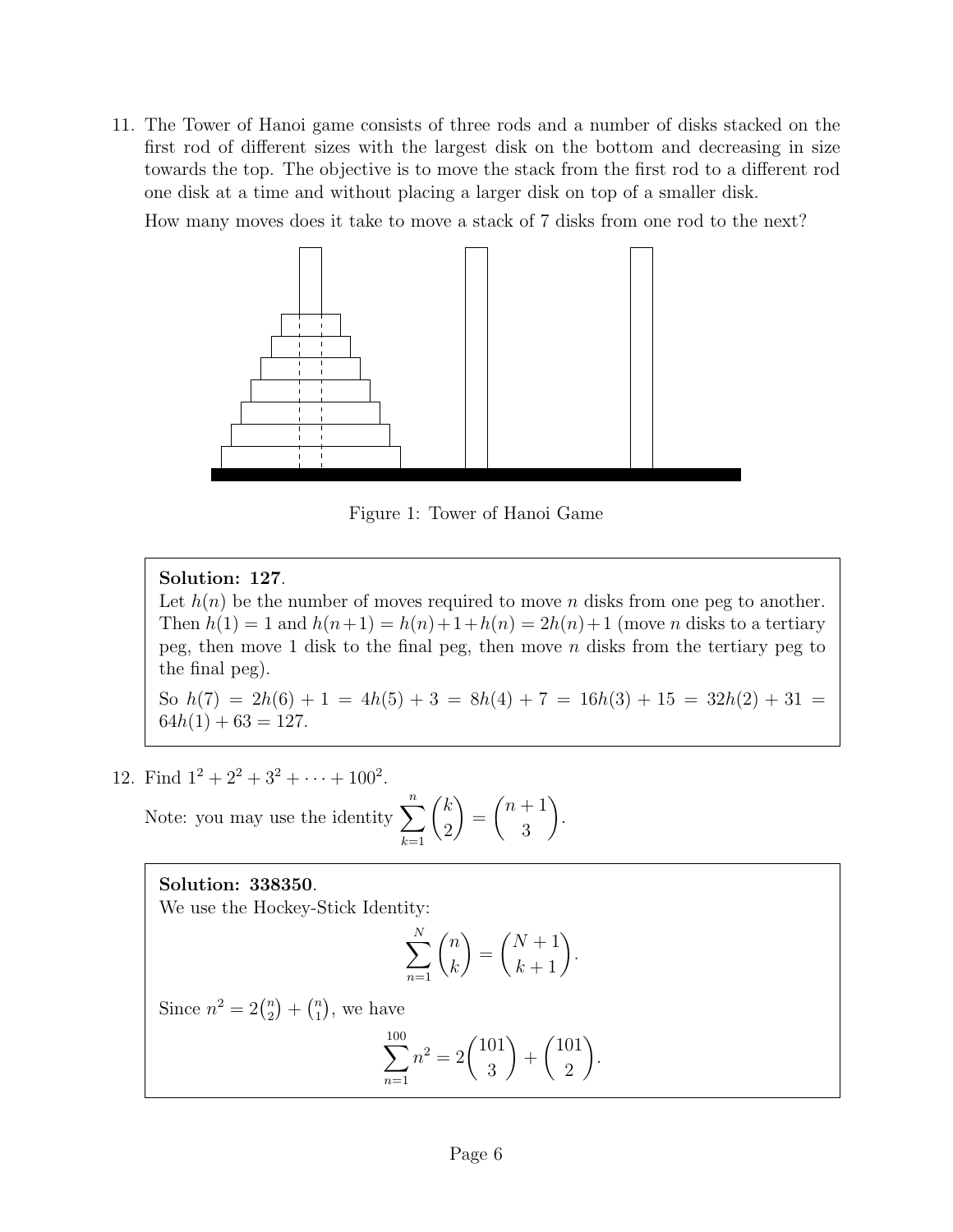11. The Tower of Hanoi game consists of three rods and a number of disks stacked on the first rod of different sizes with the largest disk on the bottom and decreasing in size towards the top. The objective is to move the stack from the first rod to a different rod one disk at a time and without placing a larger disk on top of a smaller disk.

    How many moves does it take to move a stack of 7 disks from one rod to the next?

    Figure 1: Tower of Hanoi Game

> **Solution: 127**.
> Let $h(n)$ be the number of moves required to move $n$ disks from one peg to another. Then $h(1) = 1$ and $h(n+1) = h(n)+1+h(n) = 2h(n)+1$ (move $n$ disks to a tertiary peg, then move 1 disk to the final peg, then move $n$ disks from the tertiary peg to the final peg).
>
> So $h(7) = 2h(6) + 1 = 4h(5) + 3 = 8h(4) + 7 = 16h(3) + 15 = 32h(2) + 31 = 64h(1) + 63 = 127$.

12. Find $1^2 + 2^2 + 3^2 + \cdots + 100^2$.

    Note: you may use the identity $\sum_{k=1}^{n} \binom{k}{2} = \binom{n+1}{3}$.

> **Solution: 338350**.
> We use the Hockey-Stick Identity:
>
> $$\sum_{n=1}^{N} \binom{n}{k} = \binom{N+1}{k+1}.$$
>
> Since $n^2 = 2\binom{n}{2} + \binom{n}{1}$, we have
>
> $$\sum_{n=1}^{100} n^2 = 2\binom{101}{3} + \binom{101}{2}.$$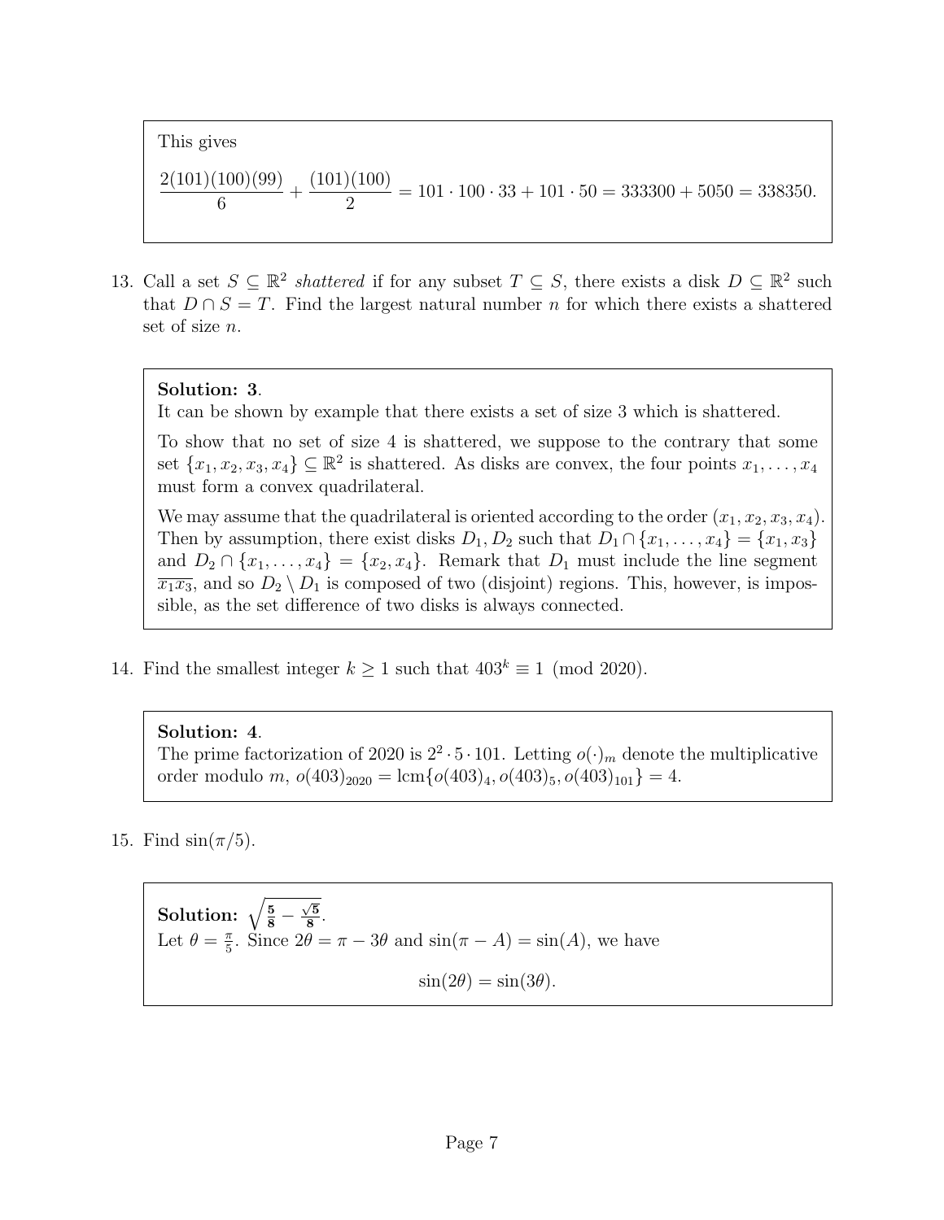This gives

$$\frac{2(101)(100)(99)}{6} + \frac{(101)(100)}{2} = 101 \cdot 100 \cdot 33 + 101 \cdot 50 = 333300 + 5050 = 338350.$$

13. Call a set $S \subseteq \mathbb{R}^2$ *shattered* if for any subset $T \subseteq S$, there exists a disk $D \subseteq \mathbb{R}^2$ such that $D \cap S = T$. Find the largest natural number $n$ for which there exists a shattered set of size $n$.

**Solution: 3**.
It can be shown by example that there exists a set of size 3 which is shattered.

To show that no set of size 4 is shattered, we suppose to the contrary that some set $\{x_1, x_2, x_3, x_4\} \subseteq \mathbb{R}^2$ is shattered. As disks are convex, the four points $x_1, \ldots, x_4$ must form a convex quadrilateral.

We may assume that the quadrilateral is oriented according to the order $(x_1, x_2, x_3, x_4)$. Then by assumption, there exist disks $D_1, D_2$ such that $D_1 \cap \{x_1, \ldots, x_4\} = \{x_1, x_3\}$ and $D_2 \cap \{x_1, \ldots, x_4\} = \{x_2, x_4\}$. Remark that $D_1$ must include the line segment $\overline{x_1 x_3}$, and so $D_2 \setminus D_1$ is composed of two (disjoint) regions. This, however, is impossible, as the set difference of two disks is always connected.

14. Find the smallest integer $k \geq 1$ such that $403^k \equiv 1 \pmod{2020}$.

**Solution: 4**.
The prime factorization of 2020 is $2^2 \cdot 5 \cdot 101$. Letting $o(\cdot)_m$ denote the multiplicative order modulo $m$, $o(403)_{2020} = \text{lcm}\{o(403)_4, o(403)_5, o(403)_{101}\} = 4$.

15. Find $\sin(\pi/5)$.

**Solution:** $\sqrt{\frac{5}{8} - \frac{\sqrt{5}}{8}}$.
Let $\theta = \frac{\pi}{5}$. Since $2\theta = \pi - 3\theta$ and $\sin(\pi - A) = \sin(A)$, we have

$$\sin(2\theta) = \sin(3\theta).$$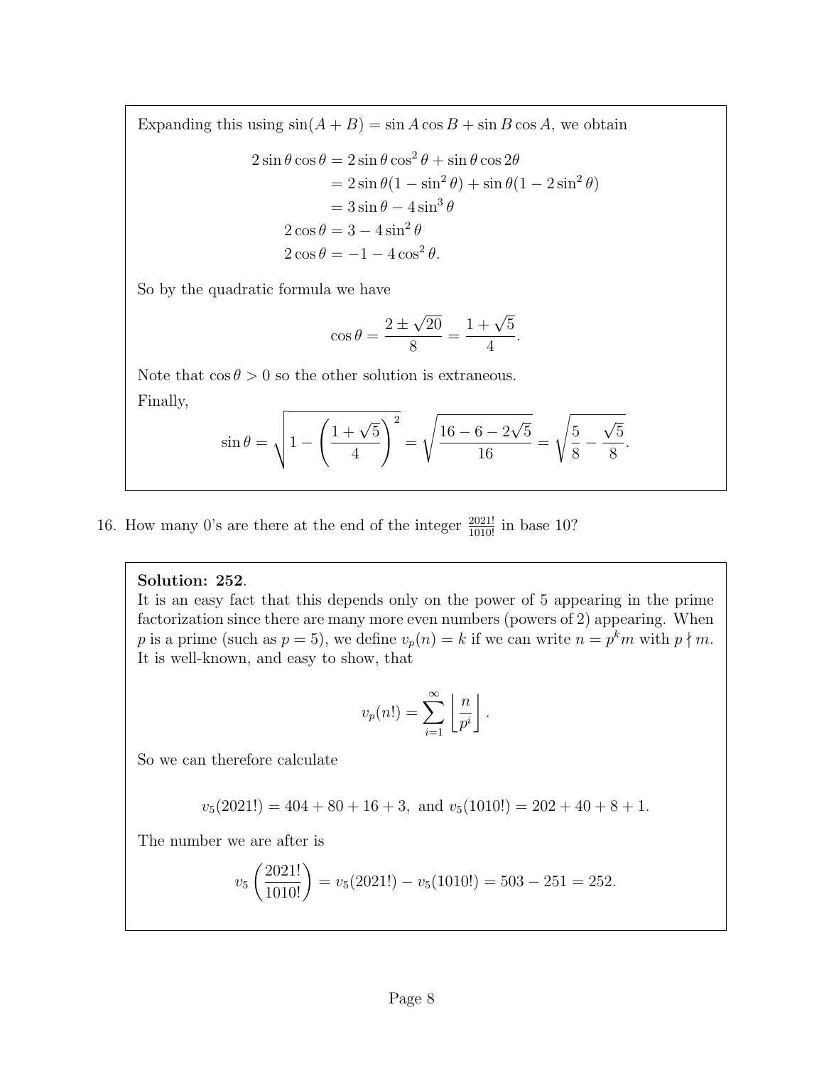Expanding this using $\sin(A + B) = \sin A \cos B + \sin B \cos A$, we obtain

$$
\begin{aligned}
2\sin\theta\cos\theta &= 2\sin\theta\cos^2\theta + \sin\theta\cos 2\theta \\
&= 2\sin\theta(1 - \sin^2\theta) + \sin\theta(1 - 2\sin^2\theta) \\
&= 3\sin\theta - 4\sin^3\theta \\
2\cos\theta &= 3 - 4\sin^2\theta \\
2\cos\theta &= -1 - 4\cos^2\theta.
\end{aligned}
$$

So by the quadratic formula we have

$$\cos\theta = \frac{2 \pm \sqrt{20}}{8} = \frac{1 + \sqrt{5}}{4}.$$

Note that $\cos\theta > 0$ so the other solution is extraneous.

Finally,

$$\sin\theta = \sqrt{1 - \left(\frac{1 + \sqrt{5}}{4}\right)^2} = \sqrt{\frac{16 - 6 - 2\sqrt{5}}{16}} = \sqrt{\frac{5}{8} - \frac{\sqrt{5}}{8}}.$$

16. How many 0's are there at the end of the integer $\frac{2021!}{1010!}$ in base 10?

**Solution: 252**.
It is an easy fact that this depends only on the power of 5 appearing in the prime factorization since there are many more even numbers (powers of 2) appearing. When $p$ is a prime (such as $p = 5$), we define $v_p(n) = k$ if we can write $n = p^k m$ with $p \nmid m$. It is well-known, and easy to show, that

$$v_p(n!) = \sum_{i=1}^{\infty} \left\lfloor \frac{n}{p^i} \right\rfloor.$$

So we can therefore calculate

$$v_5(2021!) = 404 + 80 + 16 + 3, \text{ and } v_5(1010!) = 202 + 40 + 8 + 1.$$

The number we are after is

$$v_5\left(\frac{2021!}{1010!}\right) = v_5(2021!) - v_5(1010!) = 503 - 251 = 252.$$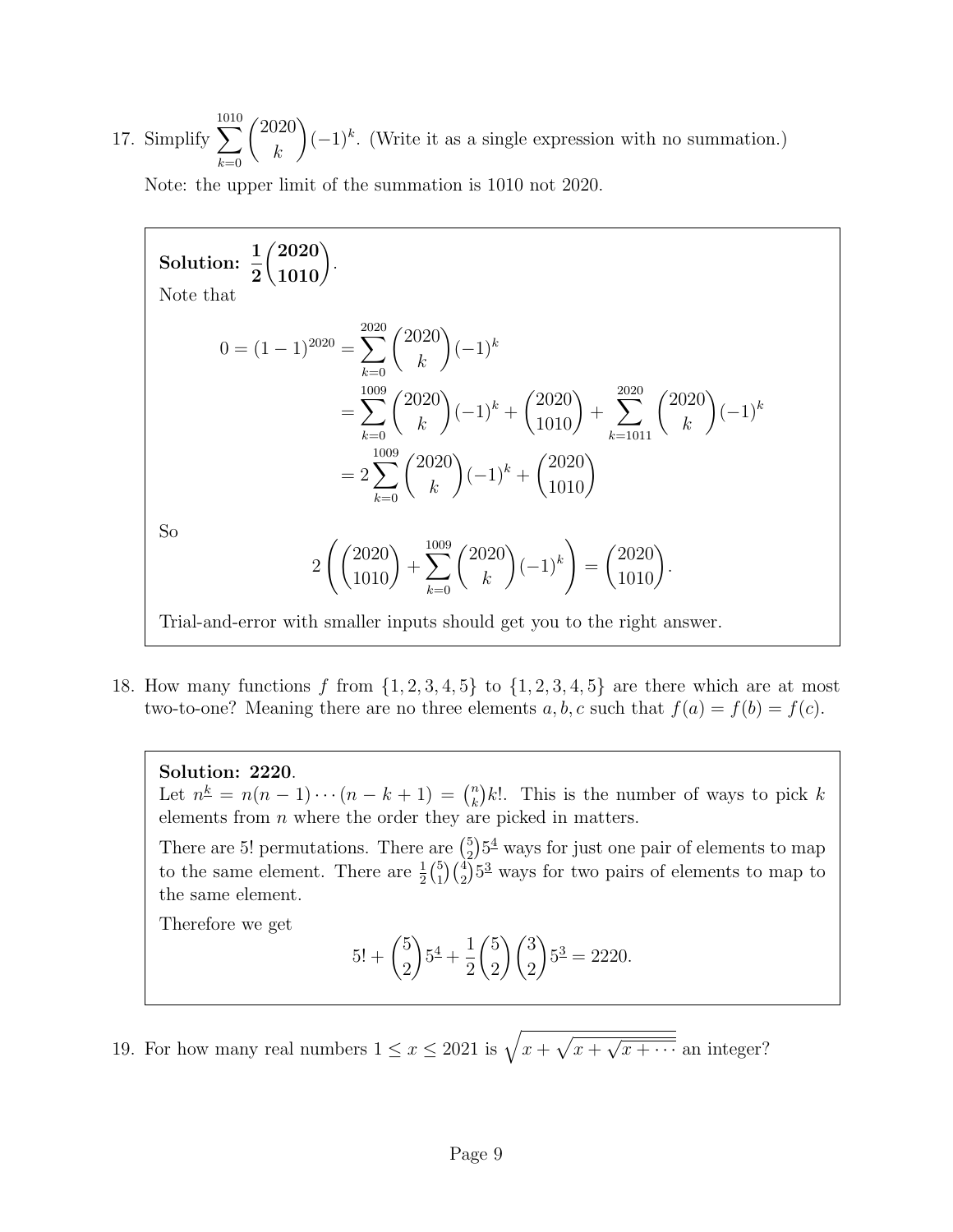17. Simplify $\sum_{k=0}^{1010} \binom{2020}{k}(-1)^k$. (Write it as a single expression with no summation.)

    Note: the upper limit of the summation is 1010 not 2020.

> **Solution:** $\mathbf{\frac{1}{2}\binom{2020}{1010}}$.
>
> Note that
>
> $$\begin{aligned} 0 = (1-1)^{2020} &= \sum_{k=0}^{2020} \binom{2020}{k}(-1)^k \\ &= \sum_{k=0}^{1009} \binom{2020}{k}(-1)^k + \binom{2020}{1010} + \sum_{k=1011}^{2020} \binom{2020}{k}(-1)^k \\ &= 2\sum_{k=0}^{1009} \binom{2020}{k}(-1)^k + \binom{2020}{1010} \end{aligned}$$
>
> So
>
> $$2\left(\binom{2020}{1010} + \sum_{k=0}^{1009} \binom{2020}{k}(-1)^k\right) = \binom{2020}{1010}.$$
>
> Trial-and-error with smaller inputs should get you to the right answer.

18. How many functions $f$ from $\{1,2,3,4,5\}$ to $\{1,2,3,4,5\}$ are there which are at most two-to-one? Meaning there are no three elements $a,b,c$ such that $f(a)=f(b)=f(c)$.

> **Solution: 2220**.
>
> Let $n^{\underline{k}} = n(n-1)\cdots(n-k+1) = \binom{n}{k}k!$. This is the number of ways to pick $k$ elements from $n$ where the order they are picked in matters.
>
> There are $5!$ permutations. There are $\binom{5}{2}5^{\underline{4}}$ ways for just one pair of elements to map to the same element. There are $\frac{1}{2}\binom{5}{1}\binom{4}{2}5^{\underline{3}}$ ways for two pairs of elements to map to the same element.
>
> Therefore we get
>
> $$5! + \binom{5}{2}5^{\underline{4}} + \frac{1}{2}\binom{5}{2}\binom{3}{2}5^{\underline{3}} = 2220.$$

19. For how many real numbers $1 \le x \le 2021$ is $\sqrt{x+\sqrt{x+\sqrt{x+\cdots}}}$ an integer?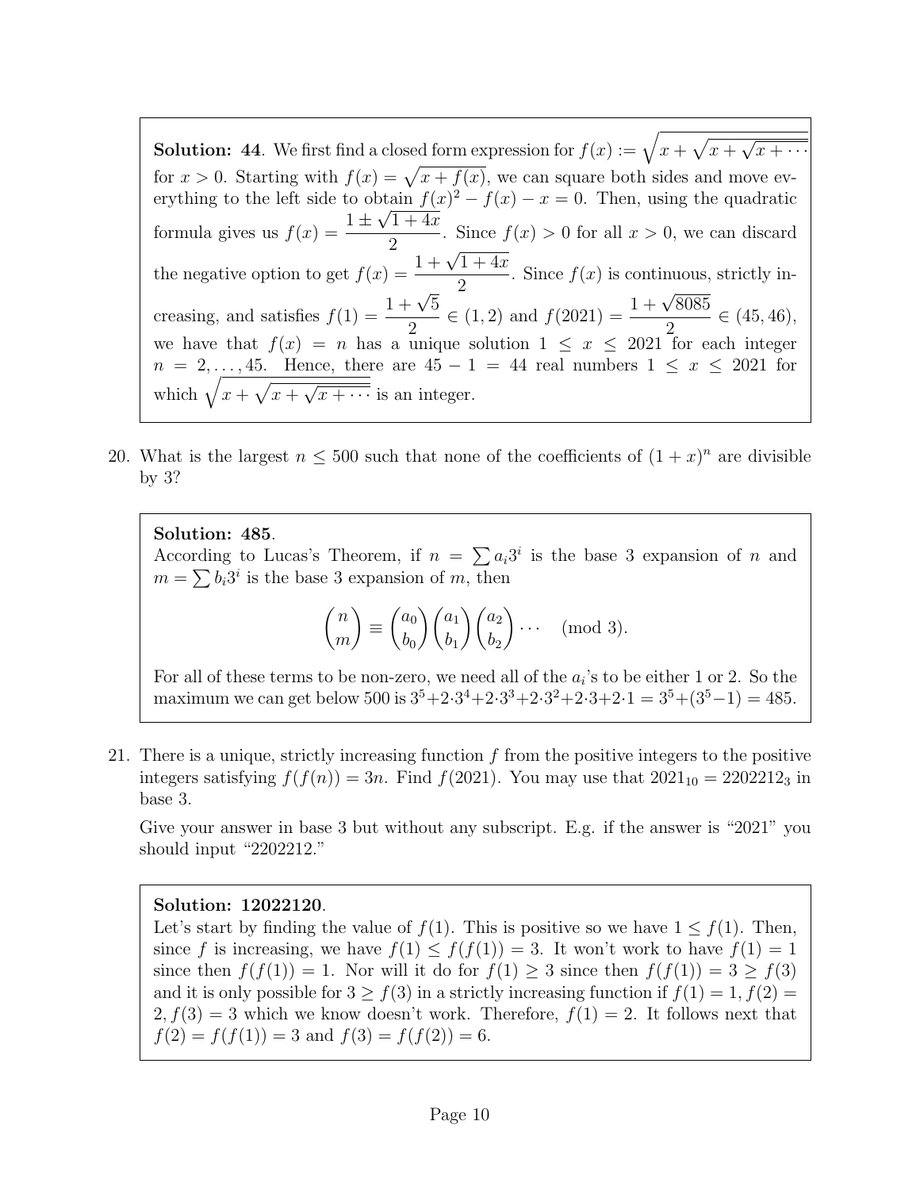**Solution: 44**. We first find a closed form expression for $f(x) := \sqrt{x + \sqrt{x + \sqrt{x + \cdots}}}$ for $x > 0$. Starting with $f(x) = \sqrt{x + f(x)}$, we can square both sides and move everything to the left side to obtain $f(x)^2 - f(x) - x = 0$. Then, using the quadratic formula gives us $f(x) = \dfrac{1 \pm \sqrt{1+4x}}{2}$. Since $f(x) > 0$ for all $x > 0$, we can discard the negative option to get $f(x) = \dfrac{1 + \sqrt{1+4x}}{2}$. Since $f(x)$ is continuous, strictly increasing, and satisfies $f(1) = \dfrac{1+\sqrt{5}}{2} \in (1, 2)$ and $f(2021) = \dfrac{1+\sqrt{8085}}{2} \in (45, 46)$, we have that $f(x) = n$ has a unique solution $1 \leq x \leq 2021$ for each integer $n = 2, \ldots, 45$. Hence, there are $45 - 1 = 44$ real numbers $1 \leq x \leq 2021$ for which $\sqrt{x + \sqrt{x + \sqrt{x + \cdots}}}$ is an integer.

20. What is the largest $n \leq 500$ such that none of the coefficients of $(1 + x)^n$ are divisible by 3?

**Solution: 485**.
According to Lucas's Theorem, if $n = \sum a_i 3^i$ is the base 3 expansion of $n$ and $m = \sum b_i 3^i$ is the base 3 expansion of $m$, then

$$\binom{n}{m} \equiv \binom{a_0}{b_0}\binom{a_1}{b_1}\binom{a_2}{b_2}\cdots \pmod{3}.$$

For all of these terms to be non-zero, we need all of the $a_i$'s to be either 1 or 2. So the maximum we can get below 500 is $3^5 + 2\cdot 3^4 + 2\cdot 3^3 + 2\cdot 3^2 + 2\cdot 3 + 2\cdot 1 = 3^5 + (3^5 - 1) = 485$.

21. There is a unique, strictly increasing function $f$ from the positive integers to the positive integers satisfying $f(f(n)) = 3n$. Find $f(2021)$. You may use that $2021_{10} = 2202212_3$ in base 3.

Give your answer in base 3 but without any subscript. E.g. if the answer is "2021" you should input "2202212."

**Solution: 12022120**.
Let's start by finding the value of $f(1)$. This is positive so we have $1 \leq f(1)$. Then, since $f$ is increasing, we have $f(1) \leq f(f(1)) = 3$. It won't work to have $f(1) = 1$ since then $f(f(1)) = 1$. Nor will it do for $f(1) \geq 3$ since then $f(f(1)) = 3 \geq f(3)$ and it is only possible for $3 \geq f(3)$ in a strictly increasing function if $f(1) = 1, f(2) = 2, f(3) = 3$ which we know doesn't work. Therefore, $f(1) = 2$. It follows next that $f(2) = f(f(1)) = 3$ and $f(3) = f(f(2)) = 6$.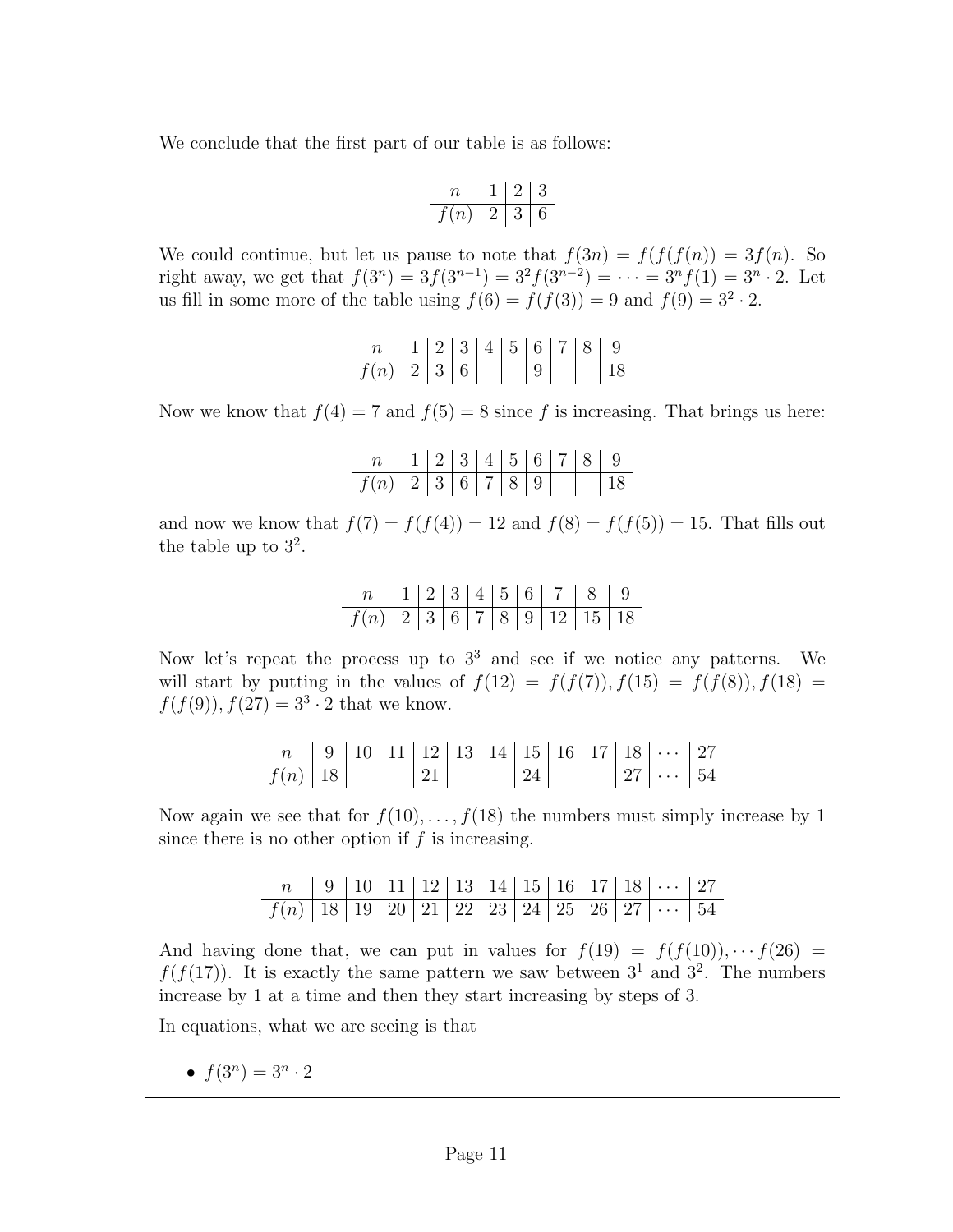We conclude that the first part of our table is as follows:

| $n$ | 1 | 2 | 3 |
|---|---|---|---|
| $f(n)$ | 2 | 3 | 6 |

We could continue, but let us pause to note that $f(3n) = f(f(f(n)) = 3f(n)$. So right away, we get that $f(3^n) = 3f(3^{n-1}) = 3^2 f(3^{n-2}) = \cdots = 3^n f(1) = 3^n \cdot 2$. Let us fill in some more of the table using $f(6) = f(f(3)) = 9$ and $f(9) = 3^2 \cdot 2$.

| $n$ | 1 | 2 | 3 | 4 | 5 | 6 | 7 | 8 | 9 |
|---|---|---|---|---|---|---|---|---|---|
| $f(n)$ | 2 | 3 | 6 | | | 9 | | | 18 |

Now we know that $f(4) = 7$ and $f(5) = 8$ since $f$ is increasing. That brings us here:

| $n$ | 1 | 2 | 3 | 4 | 5 | 6 | 7 | 8 | 9 |
|---|---|---|---|---|---|---|---|---|---|
| $f(n)$ | 2 | 3 | 6 | 7 | 8 | 9 | | | 18 |

and now we know that $f(7) = f(f(4)) = 12$ and $f(8) = f(f(5)) = 15$. That fills out the table up to $3^2$.

| $n$ | 1 | 2 | 3 | 4 | 5 | 6 | 7 | 8 | 9 |
|---|---|---|---|---|---|---|---|---|---|
| $f(n)$ | 2 | 3 | 6 | 7 | 8 | 9 | 12 | 15 | 18 |

Now let's repeat the process up to $3^3$ and see if we notice any patterns. We will start by putting in the values of $f(12) = f(f(7)), f(15) = f(f(8)), f(18) = f(f(9)), f(27) = 3^3 \cdot 2$ that we know.

| $n$ | 9 | 10 | 11 | 12 | 13 | 14 | 15 | 16 | 17 | 18 | $\cdots$ | 27 |
|---|---|---|---|---|---|---|---|---|---|---|---|---|
| $f(n)$ | 18 | | | 21 | | | 24 | | | 27 | $\cdots$ | 54 |

Now again we see that for $f(10), \ldots, f(18)$ the numbers must simply increase by 1 since there is no other option if $f$ is increasing.

| $n$ | 9 | 10 | 11 | 12 | 13 | 14 | 15 | 16 | 17 | 18 | $\cdots$ | 27 |
|---|---|---|---|---|---|---|---|---|---|---|---|---|
| $f(n)$ | 18 | 19 | 20 | 21 | 22 | 23 | 24 | 25 | 26 | 27 | $\cdots$ | 54 |

And having done that, we can put in values for $f(19) = f(f(10)), \cdots f(26) = f(f(17))$. It is exactly the same pattern we saw between $3^1$ and $3^2$. The numbers increase by 1 at a time and then they start increasing by steps of 3.

In equations, what we are seeing is that

- $f(3^n) = 3^n \cdot 2$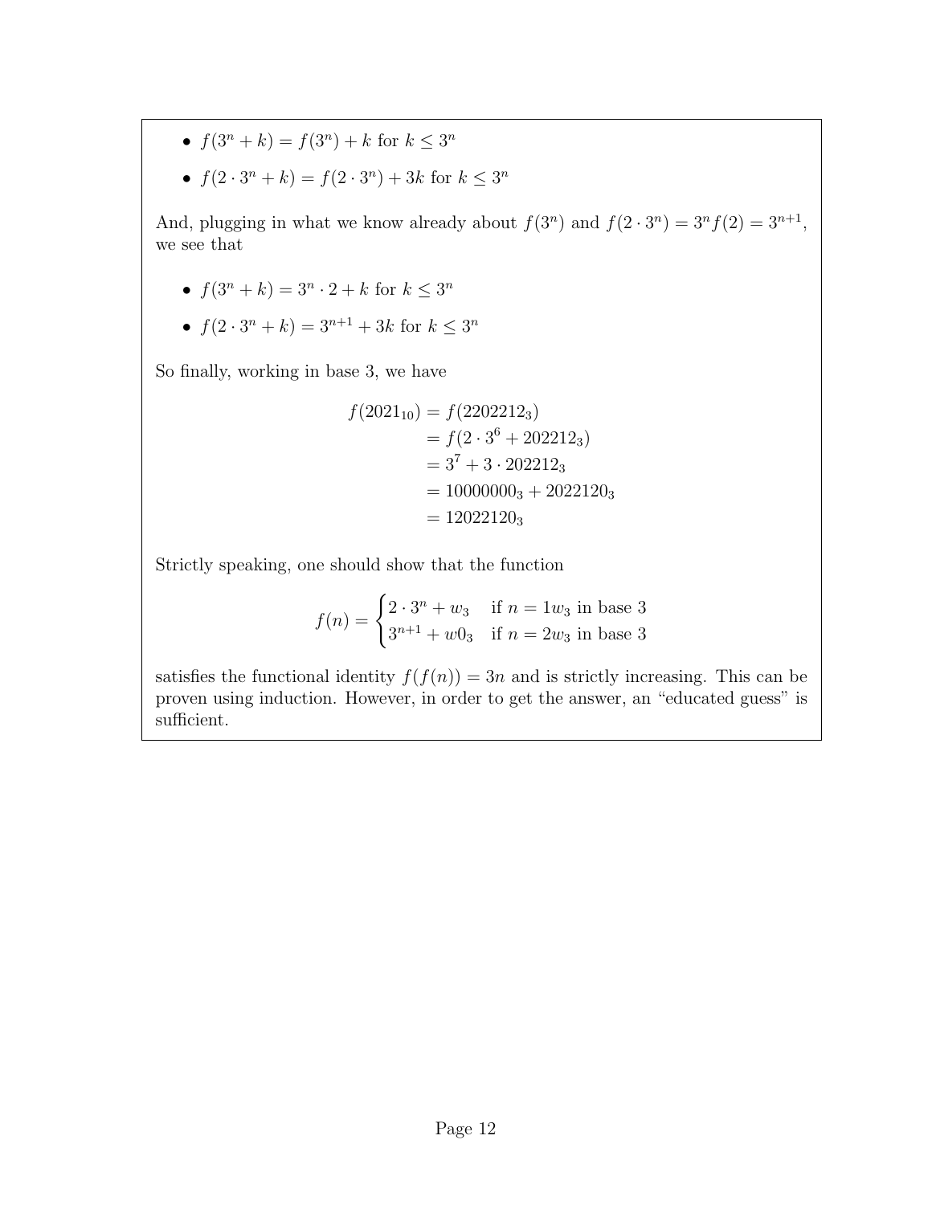- $f(3^n + k) = f(3^n) + k$ for $k \leq 3^n$
- $f(2 \cdot 3^n + k) = f(2 \cdot 3^n) + 3k$ for $k \leq 3^n$

And, plugging in what we know already about $f(3^n)$ and $f(2 \cdot 3^n) = 3^n f(2) = 3^{n+1}$, we see that

- $f(3^n + k) = 3^n \cdot 2 + k$ for $k \leq 3^n$
- $f(2 \cdot 3^n + k) = 3^{n+1} + 3k$ for $k \leq 3^n$

So finally, working in base 3, we have

$$\begin{aligned}
f(2021_{10}) &= f(2202212_3) \\
&= f(2 \cdot 3^6 + 202212_3) \\
&= 3^7 + 3 \cdot 202212_3 \\
&= 10000000_3 + 2022120_3 \\
&= 12022120_3
\end{aligned}$$

Strictly speaking, one should show that the function

$$f(n) = \begin{cases} 2 \cdot 3^n + w_3 & \text{if } n = 1w_3 \text{ in base 3} \\ 3^{n+1} + w0_3 & \text{if } n = 2w_3 \text{ in base 3} \end{cases}$$

satisfies the functional identity $f(f(n)) = 3n$ and is strictly increasing. This can be proven using induction. However, in order to get the answer, an "educated guess" is sufficient.